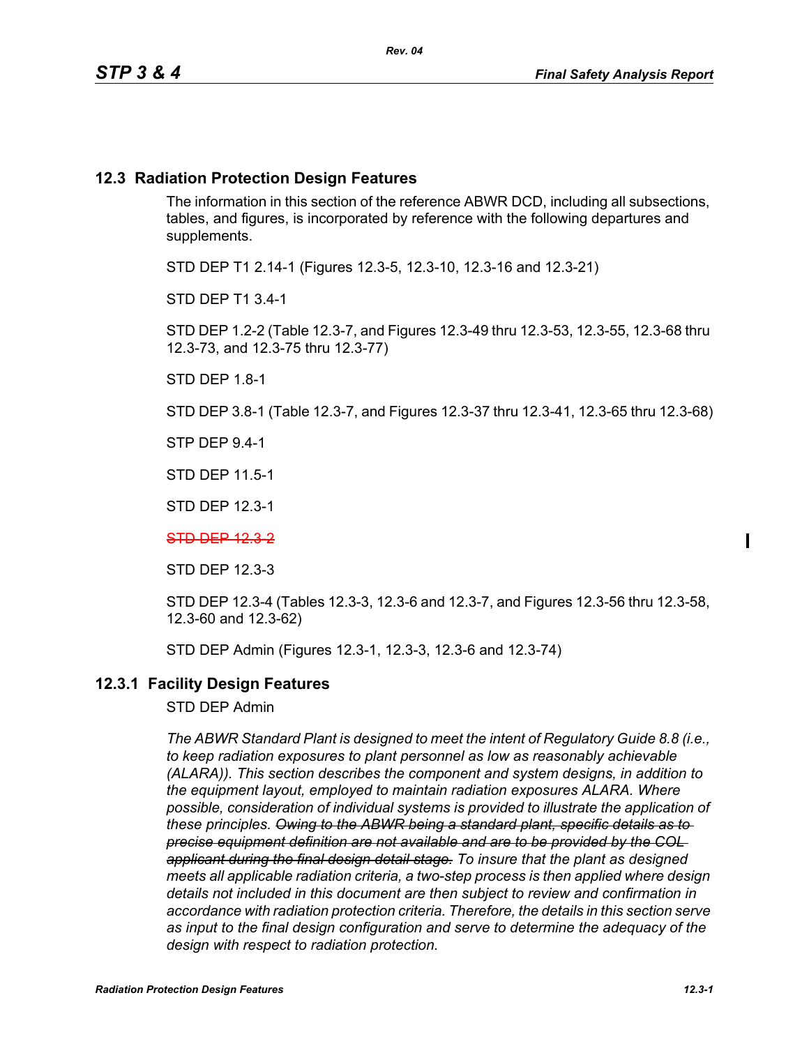## 12.3 Radiation Protection Design Features

The information in this section of the reference ABWR DCD, including all subsections, tables, and figures, is incorporated by reference with the following departures and supplements.

STD DEP T1 2.14-1 (Figures 12.3-5, 12.3-10, 12.3-16 and 12.3-21)

STD DEP T1 3.4-1

STD DEP 1.2-2 (Table 12.3-7, and Figures 12.3-49 thru 12.3-53, 12.3-55, 12.3-68 thru 12.3-73, and 12.3-75 thru 12.3-77)

STD DEP 1.8-1

STD DEP 3.8-1 (Table 12.3-7, and Figures 12.3-37 thru 12.3-41, 12.3-65 thru 12.3-68)

STP DEP 9.4-1

STD DEP 11.5-1

STD DEP 12.3-1

~~STD DEP 12.3-2~~

STD DEP 12.3-3

STD DEP 12.3-4 (Tables 12.3-3, 12.3-6 and 12.3-7, and Figures 12.3-56 thru 12.3-58, 12.3-60 and 12.3-62)

STD DEP Admin (Figures 12.3-1, 12.3-3, 12.3-6 and 12.3-74)

### 12.3.1 Facility Design Features

STD DEP Admin

*The ABWR Standard Plant is designed to meet the intent of Regulatory Guide 8.8 (i.e., to keep radiation exposures to plant personnel as low as reasonably achievable (ALARA)). This section describes the component and system designs, in addition to the equipment layout, employed to maintain radiation exposures ALARA. Where possible, consideration of individual systems is provided to illustrate the application of these principles. ~~Owing to the ABWR being a standard plant, specific details as to precise equipment definition are not available and are to be provided by the COL applicant during the final design detail stage.~~ To insure that the plant as designed meets all applicable radiation criteria, a two-step process is then applied where design details not included in this document are then subject to review and confirmation in accordance with radiation protection criteria. Therefore, the details in this section serve as input to the final design configuration and serve to determine the adequacy of the design with respect to radiation protection.*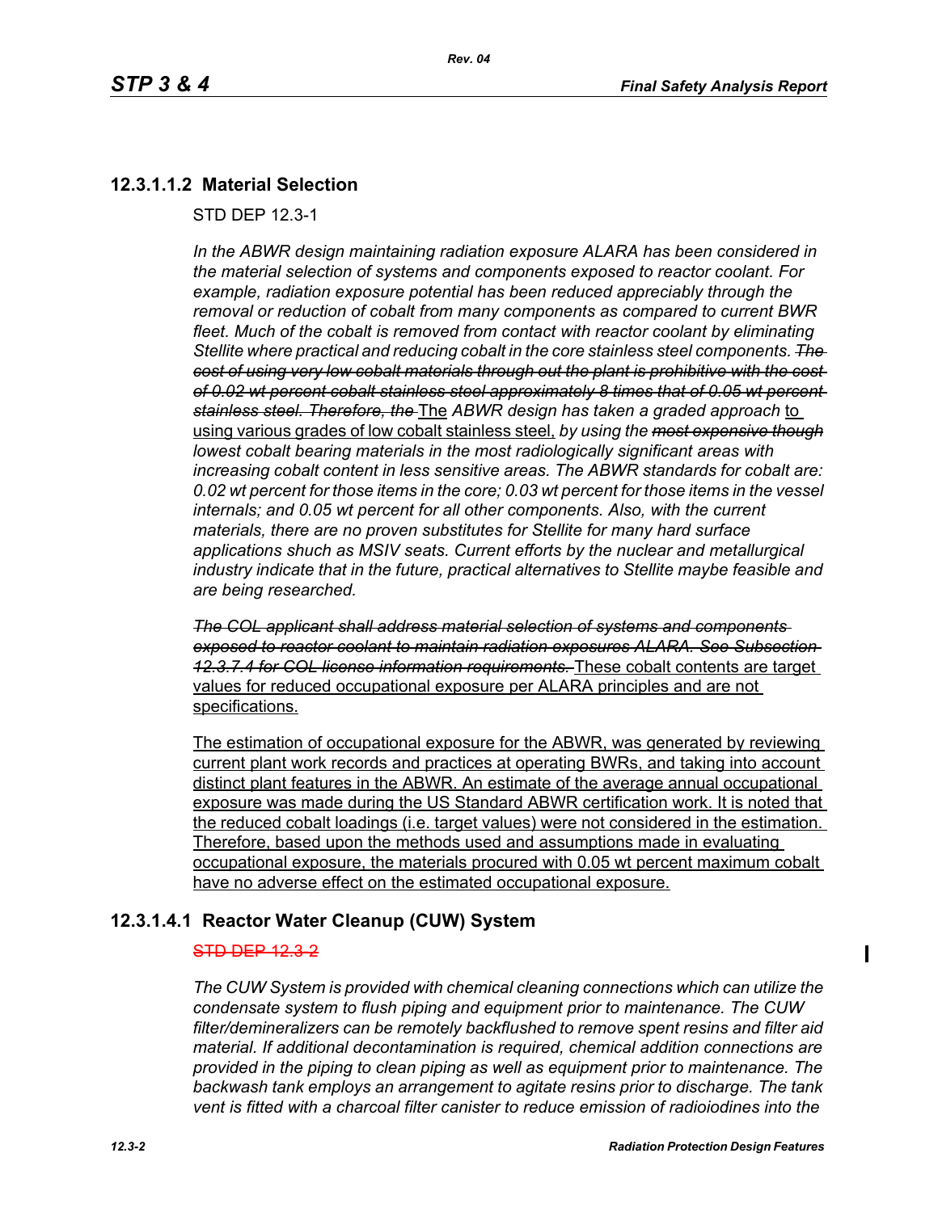### 12.3.1.1.2 Material Selection

STD DEP 12.3-1

*In the ABWR design maintaining radiation exposure ALARA has been considered in the material selection of systems and components exposed to reactor coolant. For example, radiation exposure potential has been reduced appreciably through the removal or reduction of cobalt from many components as compared to current BWR fleet. Much of the cobalt is removed from contact with reactor coolant by eliminating Stellite where practical and reducing cobalt in the core stainless steel components.* ~~*The cost of using very low cobalt materials through out the plant is prohibitive with the cost of 0.02 wt percent cobalt stainless steel approximately 8 times that of 0.05 wt percent stainless steel. Therefore, the*~~ The *ABWR design has taken a graded approach* to using various grades of low cobalt stainless steel, *by using the* ~~*most expensive though*~~ *lowest cobalt bearing materials in the most radiologically significant areas with increasing cobalt content in less sensitive areas. The ABWR standards for cobalt are: 0.02 wt percent for those items in the core; 0.03 wt percent for those items in the vessel internals; and 0.05 wt percent for all other components. Also, with the current materials, there are no proven substitutes for Stellite for many hard surface applications shuch as MSIV seats. Current efforts by the nuclear and metallurgical industry indicate that in the future, practical alternatives to Stellite maybe feasible and are being researched.*

~~*The COL applicant shall address material selection of systems and components exposed to reactor coolant to maintain radiation exposures ALARA. See Subsection 12.3.7.4 for COL license information requirements.*~~ These cobalt contents are target values for reduced occupational exposure per ALARA principles and are not specifications.

The estimation of occupational exposure for the ABWR, was generated by reviewing current plant work records and practices at operating BWRs, and taking into account distinct plant features in the ABWR. An estimate of the average annual occupational exposure was made during the US Standard ABWR certification work. It is noted that the reduced cobalt loadings (i.e. target values) were not considered in the estimation. Therefore, based upon the methods used and assumptions made in evaluating occupational exposure, the materials procured with 0.05 wt percent maximum cobalt have no adverse effect on the estimated occupational exposure.

### 12.3.1.4.1 Reactor Water Cleanup (CUW) System

~~STD DEP 12.3-2~~

*The CUW System is provided with chemical cleaning connections which can utilize the condensate system to flush piping and equipment prior to maintenance. The CUW filter/demineralizers can be remotely backflushed to remove spent resins and filter aid material. If additional decontamination is required, chemical addition connections are provided in the piping to clean piping as well as equipment prior to maintenance. The backwash tank employs an arrangement to agitate resins prior to discharge. The tank vent is fitted with a charcoal filter canister to reduce emission of radioiodines into the*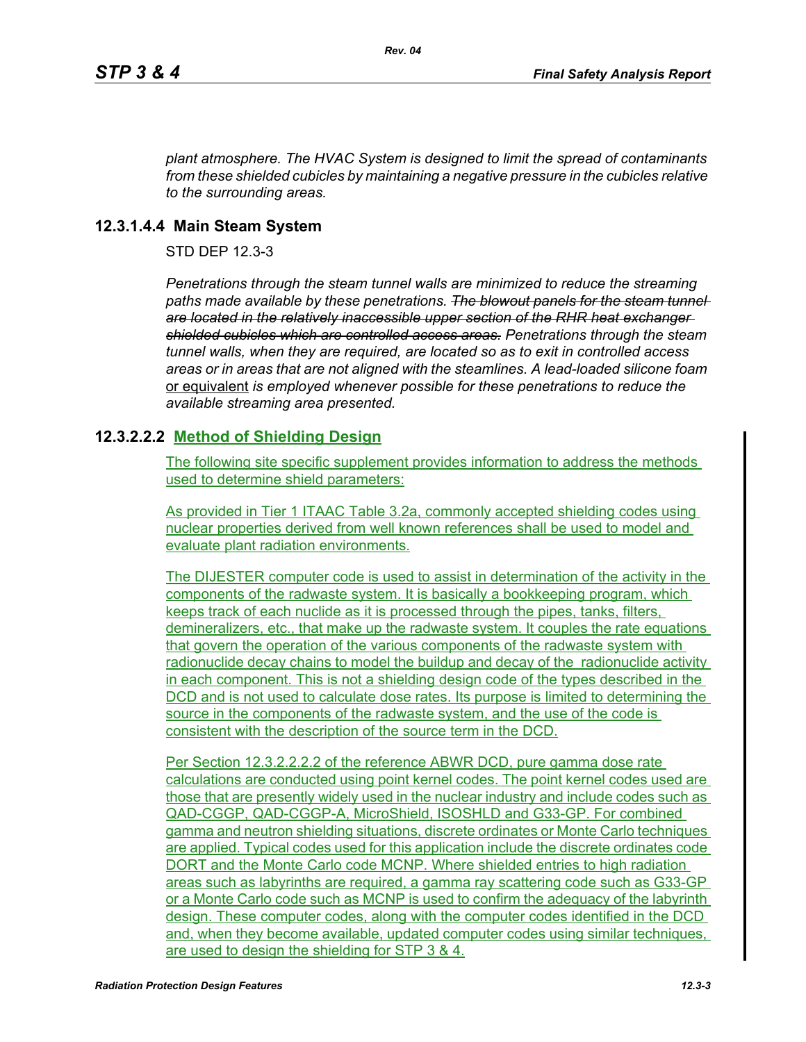*plant atmosphere. The HVAC System is designed to limit the spread of contaminants from these shielded cubicles by maintaining a negative pressure in the cubicles relative to the surrounding areas.*

### 12.3.1.4.4 Main Steam System

STD DEP 12.3-3

*Penetrations through the steam tunnel walls are minimized to reduce the streaming paths made available by these penetrations.* ~~*The blowout panels for the steam tunnel are located in the relatively inaccessible upper section of the RHR heat exchanger shielded cubicles which are controlled access areas.*~~ *Penetrations through the steam tunnel walls, when they are required, are located so as to exit in controlled access areas or in areas that are not aligned with the steamlines. A lead-loaded silicone foam* <u>or equivalent</u> *is employed whenever possible for these penetrations to reduce the available streaming area presented.*

### 12.3.2.2.2 <u>Method of Shielding Design</u>

<u>The following site specific supplement provides information to address the methods used to determine shield parameters:</u>

<u>As provided in Tier 1 ITAAC Table 3.2a, commonly accepted shielding codes using nuclear properties derived from well known references shall be used to model and evaluate plant radiation environments.</u>

<u>The DIJESTER computer code is used to assist in determination of the activity in the components of the radwaste system. It is basically a bookkeeping program, which keeps track of each nuclide as it is processed through the pipes, tanks, filters, demineralizers, etc., that make up the radwaste system. It couples the rate equations that govern the operation of the various components of the radwaste system with radionuclide decay chains to model the buildup and decay of the radionuclide activity in each component. This is not a shielding design code of the types described in the DCD and is not used to calculate dose rates. Its purpose is limited to determining the source in the components of the radwaste system, and the use of the code is consistent with the description of the source term in the DCD.</u>

<u>Per Section 12.3.2.2.2.2 of the reference ABWR DCD, pure gamma dose rate calculations are conducted using point kernel codes. The point kernel codes used are those that are presently widely used in the nuclear industry and include codes such as QAD-CGGP, QAD-CGGP-A, MicroShield, ISOSHLD and G33-GP. For combined gamma and neutron shielding situations, discrete ordinates or Monte Carlo techniques are applied. Typical codes used for this application include the discrete ordinates code DORT and the Monte Carlo code MCNP. Where shielded entries to high radiation areas such as labyrinths are required, a gamma ray scattering code such as G33-GP or a Monte Carlo code such as MCNP is used to confirm the adequacy of the labyrinth design. These computer codes, along with the computer codes identified in the DCD and, when they become available, updated computer codes using similar techniques, are used to design the shielding for STP 3 & 4.</u>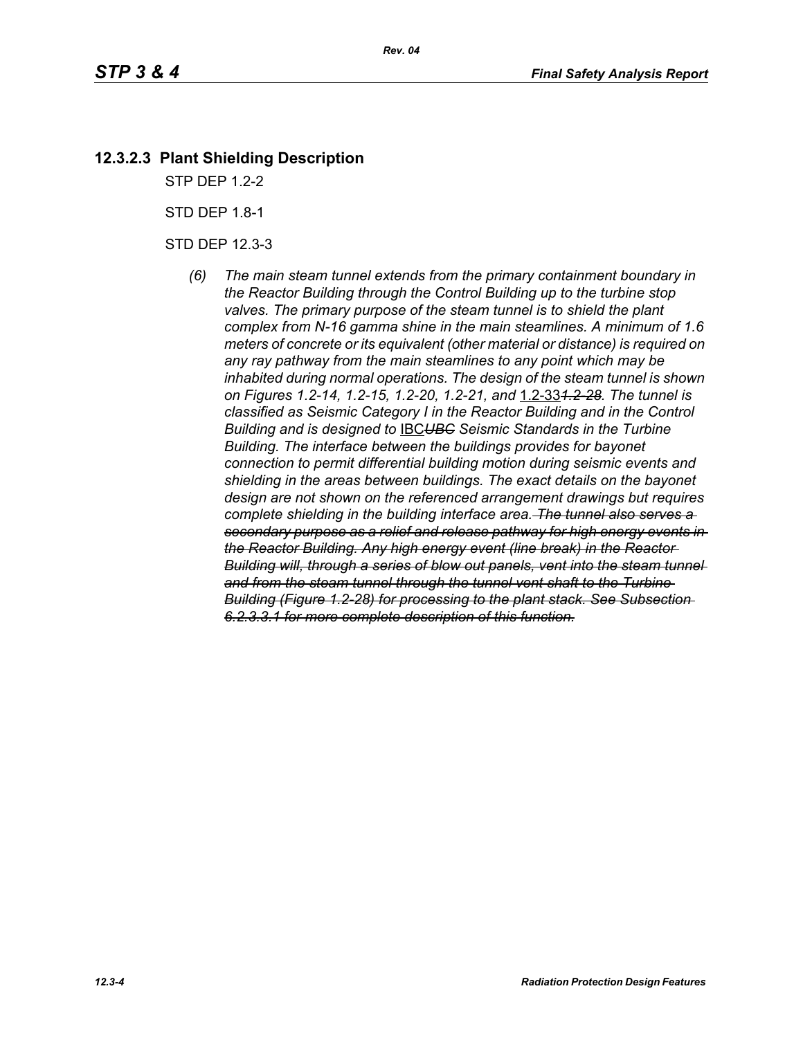### 12.3.2.3 Plant Shielding Description

STP DEP 1.2-2

STD DEP 1.8-1

STD DEP 12.3-3

*(6) The main steam tunnel extends from the primary containment boundary in the Reactor Building through the Control Building up to the turbine stop valves. The primary purpose of the steam tunnel is to shield the plant complex from N-16 gamma shine in the main steamlines. A minimum of 1.6 meters of concrete or its equivalent (other material or distance) is required on any ray pathway from the main steamlines to any point which may be inhabited during normal operations. The design of the steam tunnel is shown on Figures 1.2-14, 1.2-15, 1.2-20, 1.2-21, and* 1.2-33~~*1.2-28*~~*. The tunnel is classified as Seismic Category I in the Reactor Building and in the Control Building and is designed to* IBC~~*UBC*~~ *Seismic Standards in the Turbine Building. The interface between the buildings provides for bayonet connection to permit differential building motion during seismic events and shielding in the areas between buildings. The exact details on the bayonet design are not shown on the referenced arrangement drawings but requires complete shielding in the building interface area.* ~~*The tunnel also serves a secondary purpose as a relief and release pathway for high energy events in the Reactor Building. Any high energy event (line break) in the Reactor Building will, through a series of blow out panels, vent into the steam tunnel and from the steam tunnel through the tunnel vent shaft to the Turbine Building (Figure 1.2-28) for processing to the plant stack. See Subsection 6.2.3.3.1 for more complete description of this function.*~~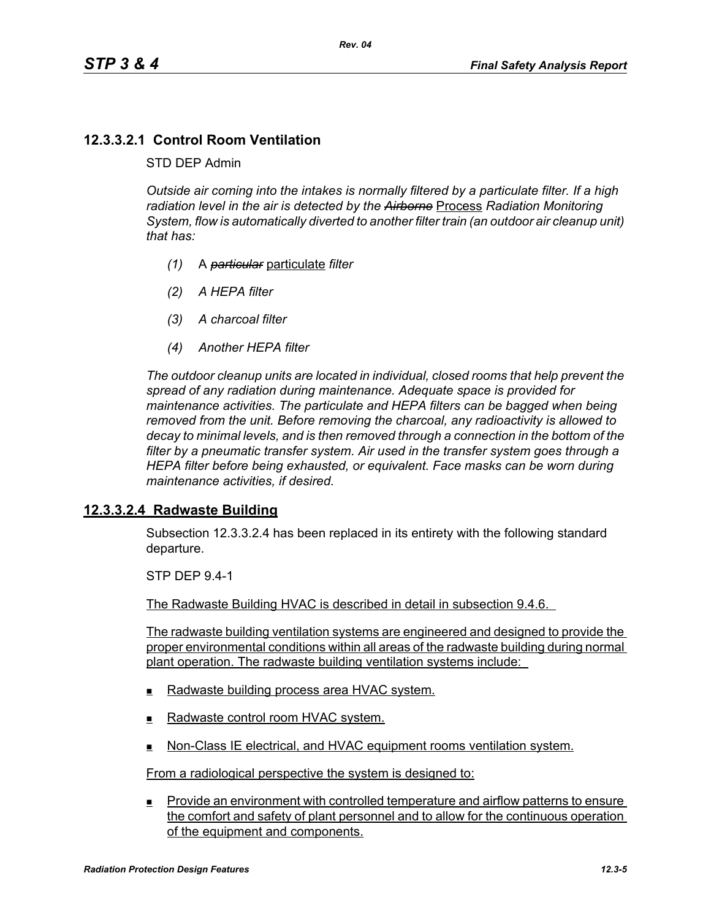### 12.3.3.2.1 Control Room Ventilation

STD DEP Admin

*Outside air coming into the intakes is normally filtered by a particulate filter. If a high radiation level in the air is detected by the ~~Airborne~~* Process *Radiation Monitoring System, flow is automatically diverted to another filter train (an outdoor air cleanup unit) that has:*

*(1)* A ~~*particular*~~ particulate *filter*

*(2) A HEPA filter*

*(3) A charcoal filter*

*(4) Another HEPA filter*

*The outdoor cleanup units are located in individual, closed rooms that help prevent the spread of any radiation during maintenance. Adequate space is provided for maintenance activities. The particulate and HEPA filters can be bagged when being removed from the unit. Before removing the charcoal, any radioactivity is allowed to decay to minimal levels, and is then removed through a connection in the bottom of the filter by a pneumatic transfer system. Air used in the transfer system goes through a HEPA filter before being exhausted, or equivalent. Face masks can be worn during maintenance activities, if desired.*

### 12.3.3.2.4 Radwaste Building

Subsection 12.3.3.2.4 has been replaced in its entirety with the following standard departure.

STP DEP 9.4-1

The Radwaste Building HVAC is described in detail in subsection 9.4.6.

The radwaste building ventilation systems are engineered and designed to provide the proper environmental conditions within all areas of the radwaste building during normal plant operation. The radwaste building ventilation systems include:

- Radwaste building process area HVAC system.
- Radwaste control room HVAC system.
- Non-Class IE electrical, and HVAC equipment rooms ventilation system.

From a radiological perspective the system is designed to:

- Provide an environment with controlled temperature and airflow patterns to ensure the comfort and safety of plant personnel and to allow for the continuous operation of the equipment and components.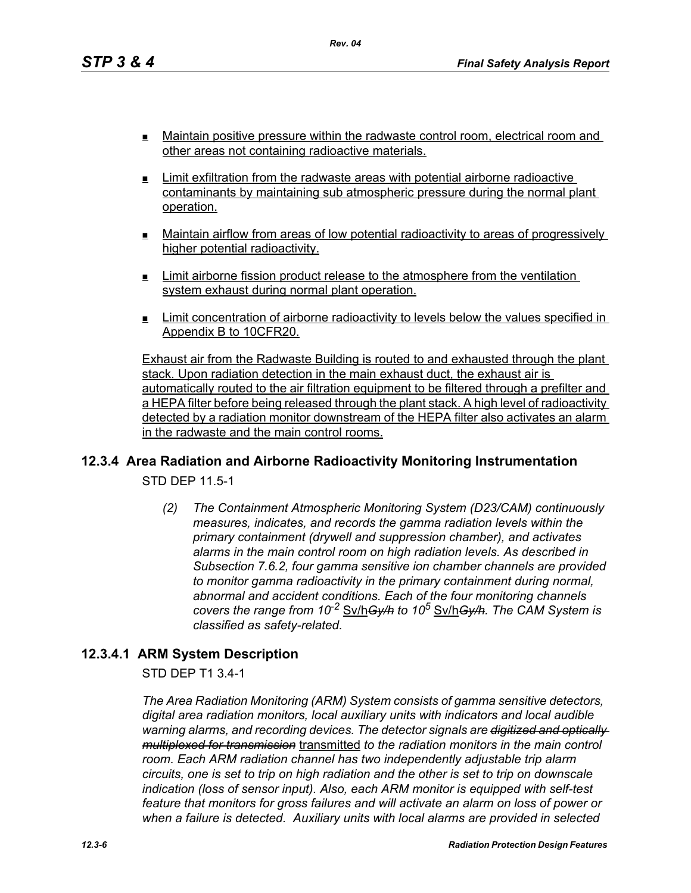- Maintain positive pressure within the radwaste control room, electrical room and other areas not containing radioactive materials.
- Limit exfiltration from the radwaste areas with potential airborne radioactive contaminants by maintaining sub atmospheric pressure during the normal plant operation.
- Maintain airflow from areas of low potential radioactivity to areas of progressively higher potential radioactivity.
- Limit airborne fission product release to the atmosphere from the ventilation system exhaust during normal plant operation.
- Limit concentration of airborne radioactivity to levels below the values specified in Appendix B to 10CFR20.

Exhaust air from the Radwaste Building is routed to and exhausted through the plant stack. Upon radiation detection in the main exhaust duct, the exhaust air is automatically routed to the air filtration equipment to be filtered through a prefilter and a HEPA filter before being released through the plant stack. A high level of radioactivity detected by a radiation monitor downstream of the HEPA filter also activates an alarm in the radwaste and the main control rooms.

## 12.3.4 Area Radiation and Airborne Radioactivity Monitoring Instrumentation

STD DEP 11.5-1

*(2) The Containment Atmospheric Monitoring System (D23/CAM) continuously measures, indicates, and records the gamma radiation levels within the primary containment (drywell and suppression chamber), and activates alarms in the main control room on high radiation levels. As described in Subsection 7.6.2, four gamma sensitive ion chamber channels are provided to monitor gamma radioactivity in the primary containment during normal, abnormal and accident conditions. Each of the four monitoring channels covers the range from $10^{-2}$* Sv/h~~*Gy/h*~~ *to $10^{5}$* Sv/h~~*Gy/h*~~*. The CAM System is classified as safety-related.*

## 12.3.4.1 ARM System Description

STD DEP T1 3.4-1

*The Area Radiation Monitoring (ARM) System consists of gamma sensitive detectors, digital area radiation monitors, local auxiliary units with indicators and local audible warning alarms, and recording devices. The detector signals are* ~~*digitized and optically multiplexed for transmission*~~ transmitted *to the radiation monitors in the main control room. Each ARM radiation channel has two independently adjustable trip alarm circuits, one is set to trip on high radiation and the other is set to trip on downscale indication (loss of sensor input). Also, each ARM monitor is equipped with self-test feature that monitors for gross failures and will activate an alarm on loss of power or when a failure is detected. Auxiliary units with local alarms are provided in selected*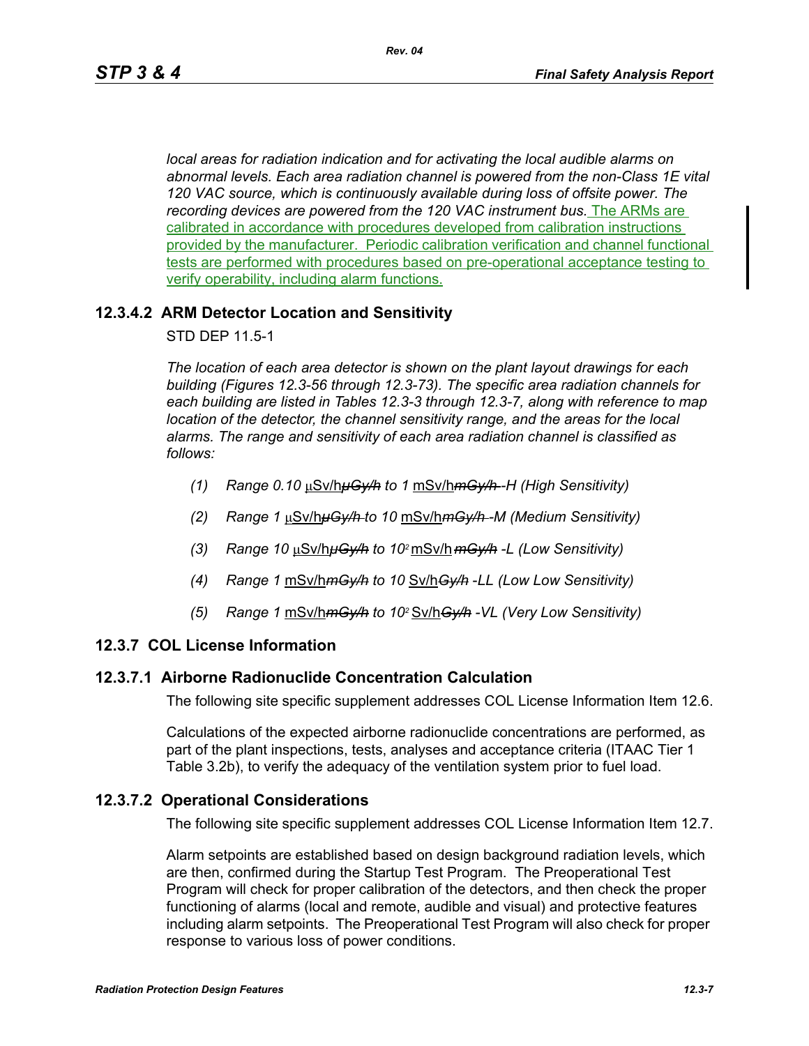*local areas for radiation indication and for activating the local audible alarms on abnormal levels. Each area radiation channel is powered from the non-Class 1E vital 120 VAC source, which is continuously available during loss of offsite power. The recording devices are powered from the 120 VAC instrument bus.* The ARMs are calibrated in accordance with procedures developed from calibration instructions provided by the manufacturer. Periodic calibration verification and channel functional tests are performed with procedures based on pre-operational acceptance testing to verify operability, including alarm functions.

## 12.3.4.2 ARM Detector Location and Sensitivity

STD DEP 11.5-1

*The location of each area detector is shown on the plant layout drawings for each building (Figures 12.3-56 through 12.3-73). The specific area radiation channels for each building are listed in Tables 12.3-3 through 12.3-7, along with reference to map location of the detector, the channel sensitivity range, and the areas for the local alarms. The range and sensitivity of each area radiation channel is classified as follows:*

*(1) Range 0.10* μSv/h~~μGy/h~~ *to 1* mSv/h~~mGy/h~~ *-H (High Sensitivity)*

*(2) Range 1* μSv/h~~μGy/h~~ *to 10* mSv/h~~mGy/h~~ *-M (Medium Sensitivity)*

*(3) Range 10* μSv/h~~μGy/h~~ *to $10^2$* mSv/h~~mGy/h~~ *-L (Low Sensitivity)*

*(4) Range 1* mSv/h~~mGy/h~~ *to 10* Sv/h~~Gy/h~~ *-LL (Low Low Sensitivity)*

*(5) Range 1* mSv/h~~mGy/h~~ *to $10^2$* Sv/h~~Gy/h~~ *-VL (Very Low Sensitivity)*

## 12.3.7 COL License Information

### 12.3.7.1 Airborne Radionuclide Concentration Calculation

The following site specific supplement addresses COL License Information Item 12.6.

Calculations of the expected airborne radionuclide concentrations are performed, as part of the plant inspections, tests, analyses and acceptance criteria (ITAAC Tier 1 Table 3.2b), to verify the adequacy of the ventilation system prior to fuel load.

### 12.3.7.2 Operational Considerations

The following site specific supplement addresses COL License Information Item 12.7.

Alarm setpoints are established based on design background radiation levels, which are then, confirmed during the Startup Test Program. The Preoperational Test Program will check for proper calibration of the detectors, and then check the proper functioning of alarms (local and remote, audible and visual) and protective features including alarm setpoints. The Preoperational Test Program will also check for proper response to various loss of power conditions.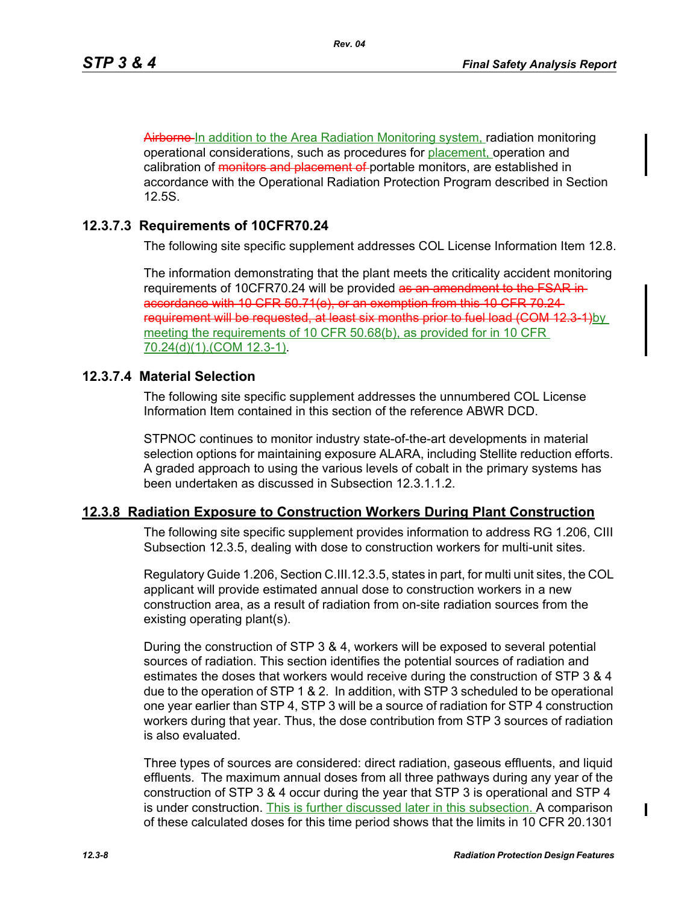~~Airborne~~ In addition to the Area Radiation Monitoring system, radiation monitoring operational considerations, such as procedures for placement, operation and calibration of ~~monitors and placement of~~ portable monitors, are established in accordance with the Operational Radiation Protection Program described in Section 12.5S.

### 12.3.7.3 Requirements of 10CFR70.24

The following site specific supplement addresses COL License Information Item 12.8.

The information demonstrating that the plant meets the criticality accident monitoring requirements of 10CFR70.24 will be provided ~~as an amendment to the FSAR in accordance with 10 CFR 50.71(e), or an exemption from this 10 CFR 70.24 requirement will be requested, at least six months prior to fuel load (COM 12.3-1)~~by meeting the requirements of 10 CFR 50.68(b), as provided for in 10 CFR 70.24(d)(1).(COM 12.3-1).

### 12.3.7.4 Material Selection

The following site specific supplement addresses the unnumbered COL License Information Item contained in this section of the reference ABWR DCD.

STPNOC continues to monitor industry state-of-the-art developments in material selection options for maintaining exposure ALARA, including Stellite reduction efforts. A graded approach to using the various levels of cobalt in the primary systems has been undertaken as discussed in Subsection 12.3.1.1.2.

## 12.3.8 Radiation Exposure to Construction Workers During Plant Construction

The following site specific supplement provides information to address RG 1.206, CIII Subsection 12.3.5, dealing with dose to construction workers for multi-unit sites.

Regulatory Guide 1.206, Section C.III.12.3.5, states in part, for multi unit sites, the COL applicant will provide estimated annual dose to construction workers in a new construction area, as a result of radiation from on-site radiation sources from the existing operating plant(s).

During the construction of STP 3 & 4, workers will be exposed to several potential sources of radiation. This section identifies the potential sources of radiation and estimates the doses that workers would receive during the construction of STP 3 & 4 due to the operation of STP 1 & 2. In addition, with STP 3 scheduled to be operational one year earlier than STP 4, STP 3 will be a source of radiation for STP 4 construction workers during that year. Thus, the dose contribution from STP 3 sources of radiation is also evaluated.

Three types of sources are considered: direct radiation, gaseous effluents, and liquid effluents. The maximum annual doses from all three pathways during any year of the construction of STP 3 & 4 occur during the year that STP 3 is operational and STP 4 is under construction. This is further discussed later in this subsection. A comparison of these calculated doses for this time period shows that the limits in 10 CFR 20.1301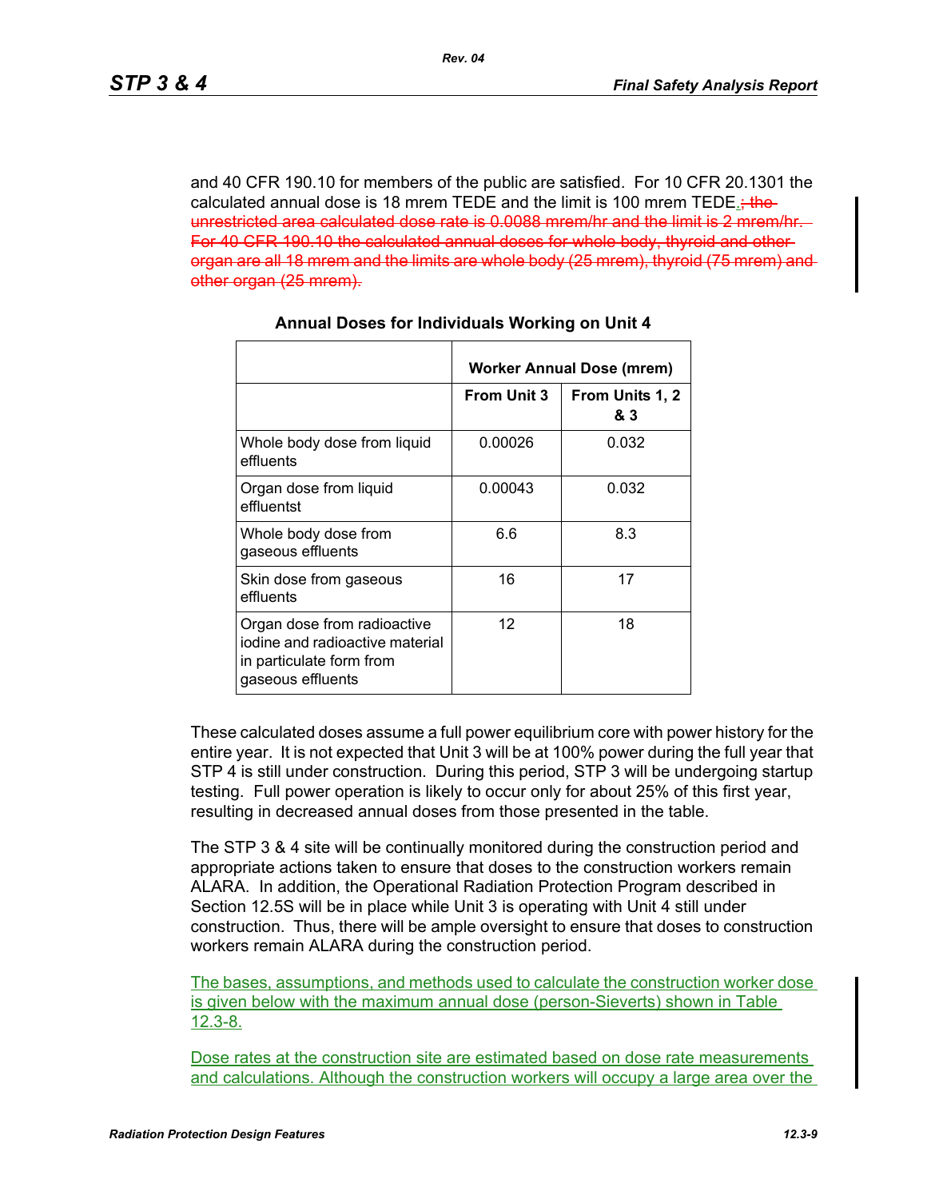and 40 CFR 190.10 for members of the public are satisfied. For 10 CFR 20.1301 the calculated annual dose is 18 mrem TEDE and the limit is 100 mrem TEDE.~~; the unrestricted area calculated dose rate is 0.0088 mrem/hr and the limit is 2 mrem/hr. For 40 CFR 190.10 the calculated annual doses for whole body, thyroid and other organ are all 18 mrem and the limits are whole body (25 mrem), thyroid (75 mrem) and other organ (25 mrem).~~

**Annual Doses for Individuals Working on Unit 4**

| | Worker Annual Dose (mrem) | |
|---|---|---|
| | From Unit 3 | From Units 1, 2 & 3 |
| Whole body dose from liquid effluents | 0.00026 | 0.032 |
| Organ dose from liquid effluentst | 0.00043 | 0.032 |
| Whole body dose from gaseous effluents | 6.6 | 8.3 |
| Skin dose from gaseous effluents | 16 | 17 |
| Organ dose from radioactive iodine and radioactive material in particulate form from gaseous effluents | 12 | 18 |

These calculated doses assume a full power equilibrium core with power history for the entire year. It is not expected that Unit 3 will be at 100% power during the full year that STP 4 is still under construction. During this period, STP 3 will be undergoing startup testing. Full power operation is likely to occur only for about 25% of this first year, resulting in decreased annual doses from those presented in the table.

The STP 3 & 4 site will be continually monitored during the construction period and appropriate actions taken to ensure that doses to the construction workers remain ALARA. In addition, the Operational Radiation Protection Program described in Section 12.5S will be in place while Unit 3 is operating with Unit 4 still under construction. Thus, there will be ample oversight to ensure that doses to construction workers remain ALARA during the construction period.

The bases, assumptions, and methods used to calculate the construction worker dose is given below with the maximum annual dose (person-Sieverts) shown in Table 12.3-8.

Dose rates at the construction site are estimated based on dose rate measurements and calculations. Although the construction workers will occupy a large area over the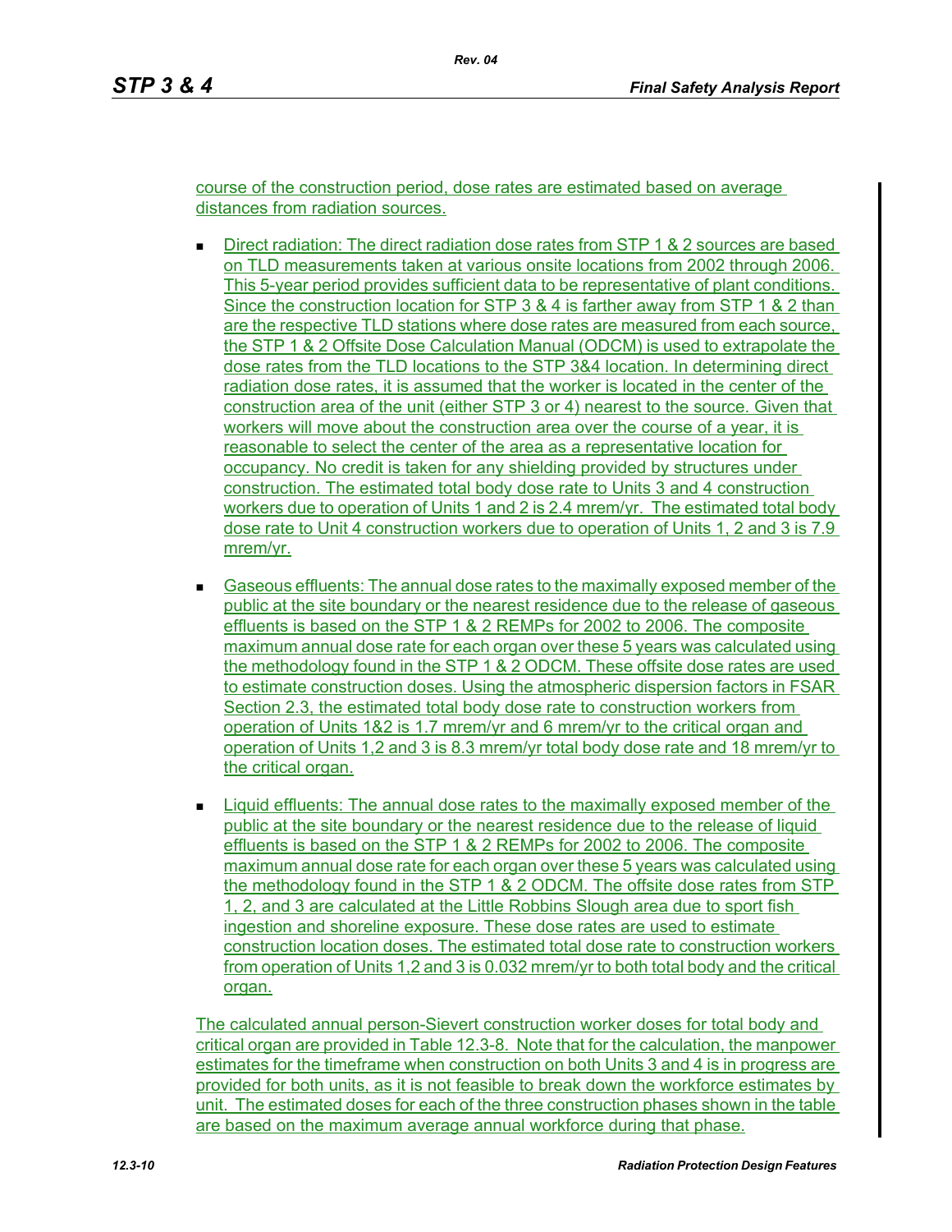course of the construction period, dose rates are estimated based on average distances from radiation sources.

- Direct radiation: The direct radiation dose rates from STP 1 & 2 sources are based on TLD measurements taken at various onsite locations from 2002 through 2006. This 5-year period provides sufficient data to be representative of plant conditions. Since the construction location for STP 3 & 4 is farther away from STP 1 & 2 than are the respective TLD stations where dose rates are measured from each source, the STP 1 & 2 Offsite Dose Calculation Manual (ODCM) is used to extrapolate the dose rates from the TLD locations to the STP 3&4 location. In determining direct radiation dose rates, it is assumed that the worker is located in the center of the construction area of the unit (either STP 3 or 4) nearest to the source. Given that workers will move about the construction area over the course of a year, it is reasonable to select the center of the area as a representative location for occupancy. No credit is taken for any shielding provided by structures under construction. The estimated total body dose rate to Units 3 and 4 construction workers due to operation of Units 1 and 2 is 2.4 mrem/yr. The estimated total body dose rate to Unit 4 construction workers due to operation of Units 1, 2 and 3 is 7.9 mrem/yr.

- Gaseous effluents: The annual dose rates to the maximally exposed member of the public at the site boundary or the nearest residence due to the release of gaseous effluents is based on the STP 1 & 2 REMPs for 2002 to 2006. The composite maximum annual dose rate for each organ over these 5 years was calculated using the methodology found in the STP 1 & 2 ODCM. These offsite dose rates are used to estimate construction doses. Using the atmospheric dispersion factors in FSAR Section 2.3, the estimated total body dose rate to construction workers from operation of Units 1&2 is 1.7 mrem/yr and 6 mrem/yr to the critical organ and operation of Units 1,2 and 3 is 8.3 mrem/yr total body dose rate and 18 mrem/yr to the critical organ.

- Liquid effluents: The annual dose rates to the maximally exposed member of the public at the site boundary or the nearest residence due to the release of liquid effluents is based on the STP 1 & 2 REMPs for 2002 to 2006. The composite maximum annual dose rate for each organ over these 5 years was calculated using the methodology found in the STP 1 & 2 ODCM. The offsite dose rates from STP 1, 2, and 3 are calculated at the Little Robbins Slough area due to sport fish ingestion and shoreline exposure. These dose rates are used to estimate construction location doses. The estimated total dose rate to construction workers from operation of Units 1,2 and 3 is 0.032 mrem/yr to both total body and the critical organ.

The calculated annual person-Sievert construction worker doses for total body and critical organ are provided in Table 12.3-8. Note that for the calculation, the manpower estimates for the timeframe when construction on both Units 3 and 4 is in progress are provided for both units, as it is not feasible to break down the workforce estimates by unit. The estimated doses for each of the three construction phases shown in the table are based on the maximum average annual workforce during that phase.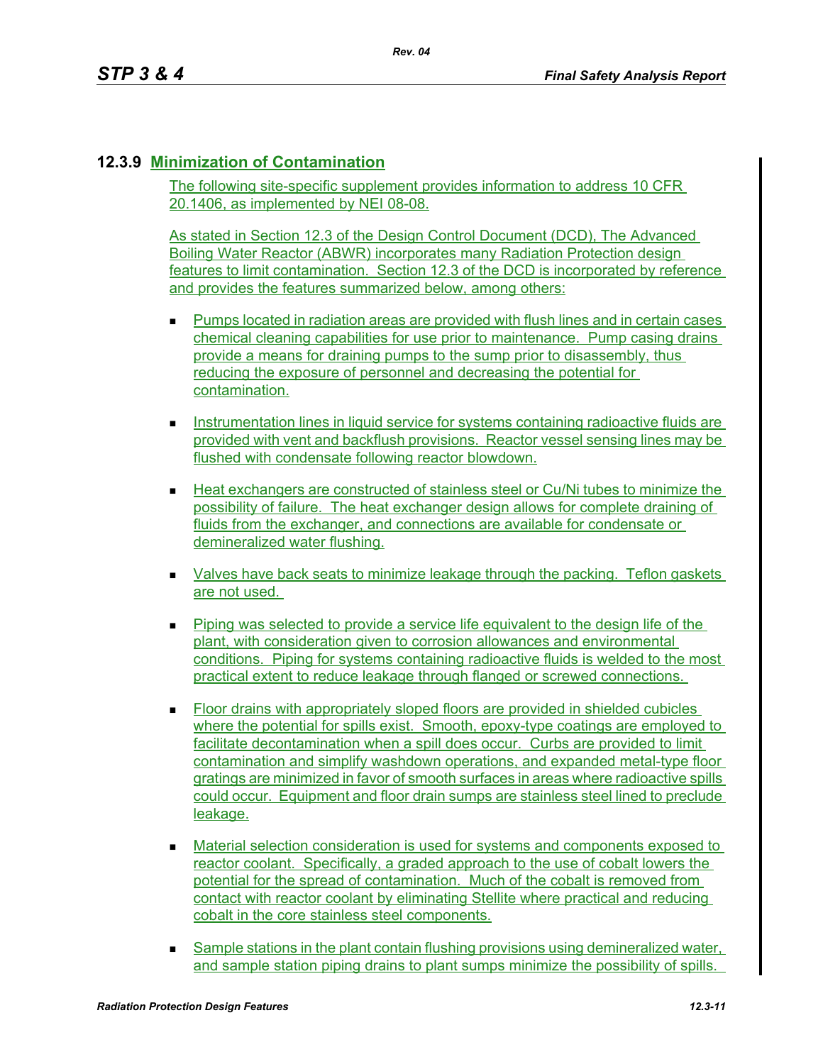## 12.3.9 Minimization of Contamination

The following site-specific supplement provides information to address 10 CFR 20.1406, as implemented by NEI 08-08.

As stated in Section 12.3 of the Design Control Document (DCD), The Advanced Boiling Water Reactor (ABWR) incorporates many Radiation Protection design features to limit contamination. Section 12.3 of the DCD is incorporated by reference and provides the features summarized below, among others:

- Pumps located in radiation areas are provided with flush lines and in certain cases chemical cleaning capabilities for use prior to maintenance. Pump casing drains provide a means for draining pumps to the sump prior to disassembly, thus reducing the exposure of personnel and decreasing the potential for contamination.
- Instrumentation lines in liquid service for systems containing radioactive fluids are provided with vent and backflush provisions. Reactor vessel sensing lines may be flushed with condensate following reactor blowdown.
- Heat exchangers are constructed of stainless steel or Cu/Ni tubes to minimize the possibility of failure. The heat exchanger design allows for complete draining of fluids from the exchanger, and connections are available for condensate or demineralized water flushing.
- Valves have back seats to minimize leakage through the packing. Teflon gaskets are not used.
- Piping was selected to provide a service life equivalent to the design life of the plant, with consideration given to corrosion allowances and environmental conditions. Piping for systems containing radioactive fluids is welded to the most practical extent to reduce leakage through flanged or screwed connections.
- Floor drains with appropriately sloped floors are provided in shielded cubicles where the potential for spills exist. Smooth, epoxy-type coatings are employed to facilitate decontamination when a spill does occur. Curbs are provided to limit contamination and simplify washdown operations, and expanded metal-type floor gratings are minimized in favor of smooth surfaces in areas where radioactive spills could occur. Equipment and floor drain sumps are stainless steel lined to preclude leakage.
- Material selection consideration is used for systems and components exposed to reactor coolant. Specifically, a graded approach to the use of cobalt lowers the potential for the spread of contamination. Much of the cobalt is removed from contact with reactor coolant by eliminating Stellite where practical and reducing cobalt in the core stainless steel components.
- Sample stations in the plant contain flushing provisions using demineralized water, and sample station piping drains to plant sumps minimize the possibility of spills.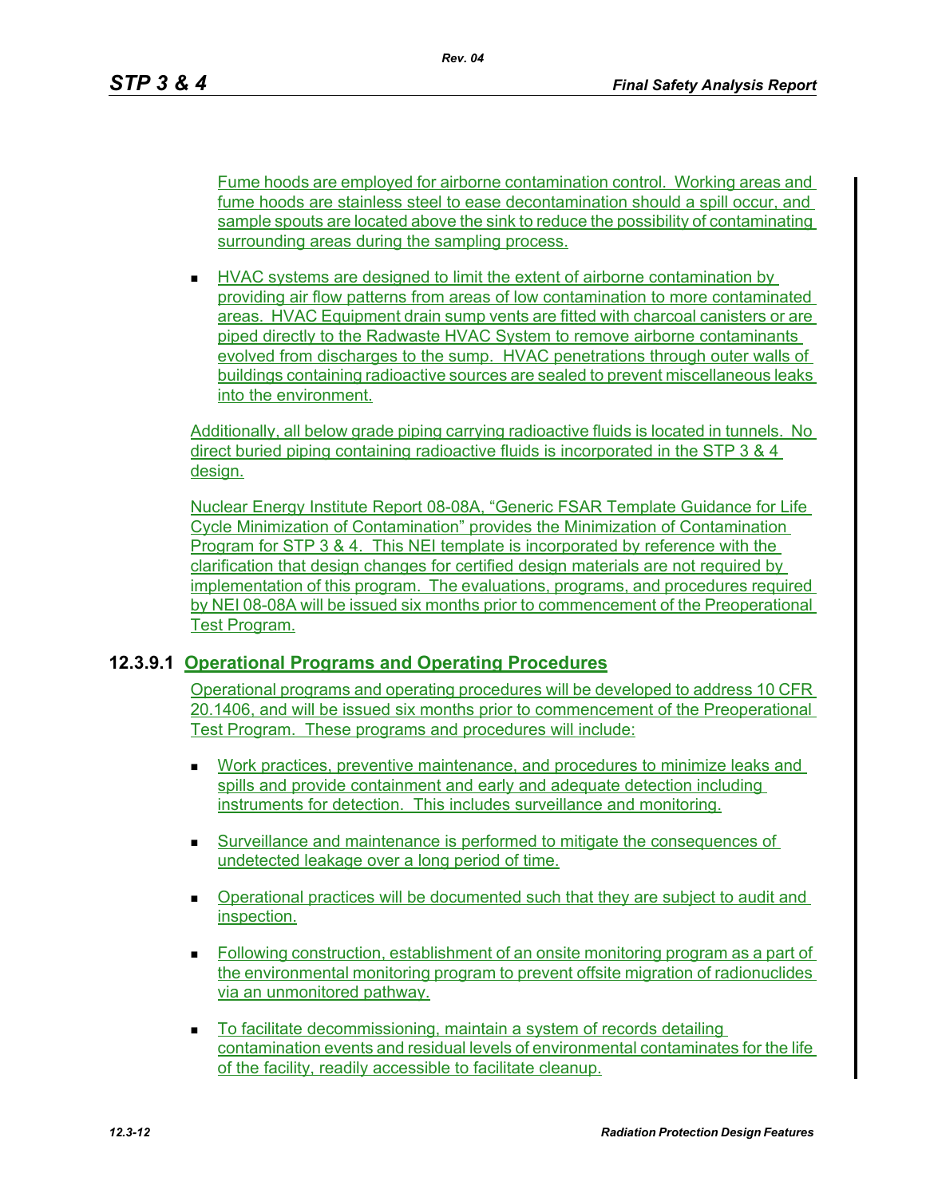Fume hoods are employed for airborne contamination control. Working areas and fume hoods are stainless steel to ease decontamination should a spill occur, and sample spouts are located above the sink to reduce the possibility of contaminating surrounding areas during the sampling process.

- HVAC systems are designed to limit the extent of airborne contamination by providing air flow patterns from areas of low contamination to more contaminated areas. HVAC Equipment drain sump vents are fitted with charcoal canisters or are piped directly to the Radwaste HVAC System to remove airborne contaminants evolved from discharges to the sump. HVAC penetrations through outer walls of buildings containing radioactive sources are sealed to prevent miscellaneous leaks into the environment.

Additionally, all below grade piping carrying radioactive fluids is located in tunnels. No direct buried piping containing radioactive fluids is incorporated in the STP 3 & 4 design.

Nuclear Energy Institute Report 08-08A, "Generic FSAR Template Guidance for Life Cycle Minimization of Contamination" provides the Minimization of Contamination Program for STP 3 & 4. This NEI template is incorporated by reference with the clarification that design changes for certified design materials are not required by implementation of this program. The evaluations, programs, and procedures required by NEI 08-08A will be issued six months prior to commencement of the Preoperational Test Program.

### 12.3.9.1 Operational Programs and Operating Procedures

Operational programs and operating procedures will be developed to address 10 CFR 20.1406, and will be issued six months prior to commencement of the Preoperational Test Program. These programs and procedures will include:

- Work practices, preventive maintenance, and procedures to minimize leaks and spills and provide containment and early and adequate detection including instruments for detection. This includes surveillance and monitoring.

- Surveillance and maintenance is performed to mitigate the consequences of undetected leakage over a long period of time.

- Operational practices will be documented such that they are subject to audit and inspection.

- Following construction, establishment of an onsite monitoring program as a part of the environmental monitoring program to prevent offsite migration of radionuclides via an unmonitored pathway.

- To facilitate decommissioning, maintain a system of records detailing contamination events and residual levels of environmental contaminates for the life of the facility, readily accessible to facilitate cleanup.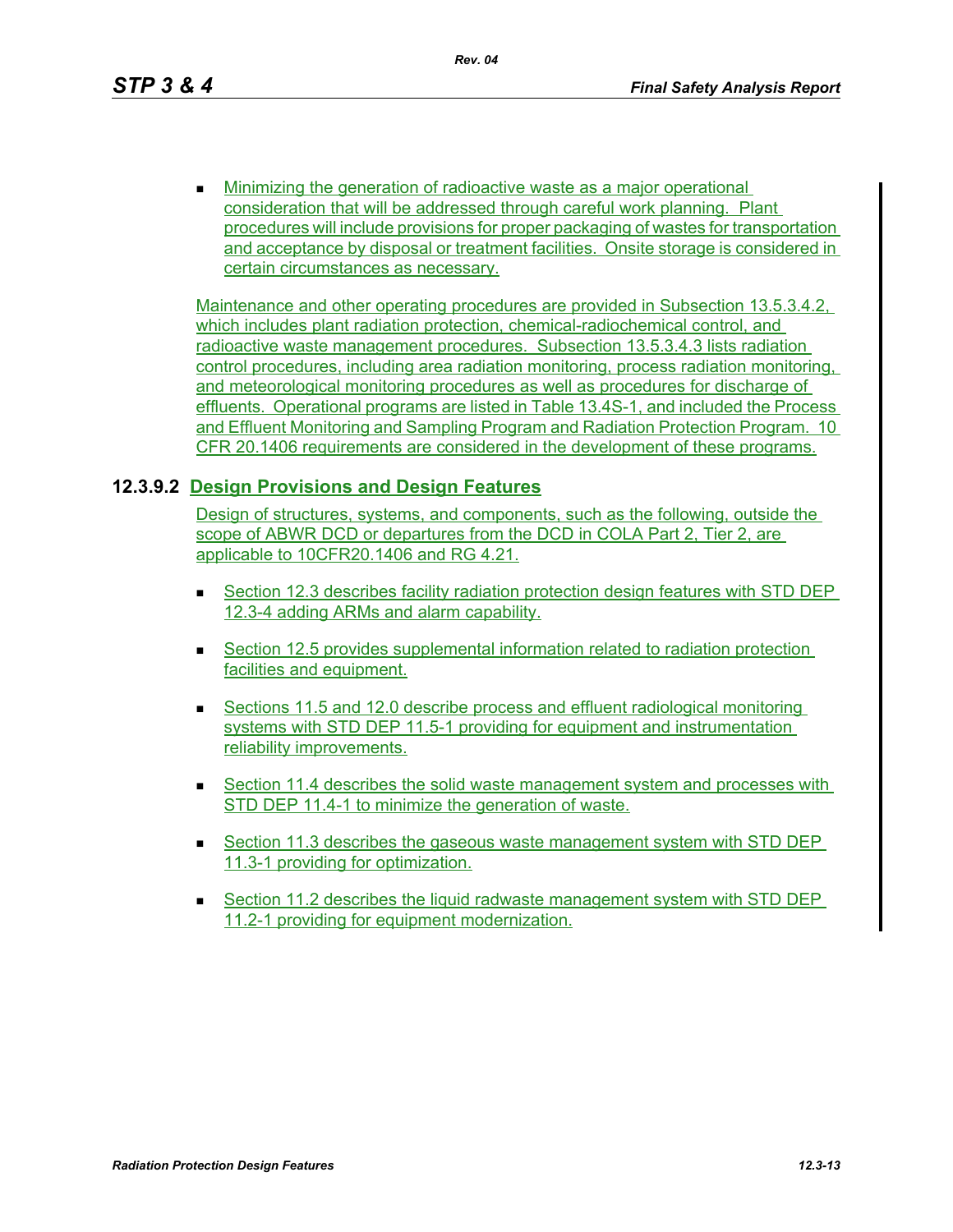- Minimizing the generation of radioactive waste as a major operational consideration that will be addressed through careful work planning. Plant procedures will include provisions for proper packaging of wastes for transportation and acceptance by disposal or treatment facilities. Onsite storage is considered in certain circumstances as necessary.

Maintenance and other operating procedures are provided in Subsection 13.5.3.4.2, which includes plant radiation protection, chemical-radiochemical control, and radioactive waste management procedures. Subsection 13.5.3.4.3 lists radiation control procedures, including area radiation monitoring, process radiation monitoring, and meteorological monitoring procedures as well as procedures for discharge of effluents. Operational programs are listed in Table 13.4S-1, and included the Process and Effluent Monitoring and Sampling Program and Radiation Protection Program. 10 CFR 20.1406 requirements are considered in the development of these programs.

### 12.3.9.2 Design Provisions and Design Features

Design of structures, systems, and components, such as the following, outside the scope of ABWR DCD or departures from the DCD in COLA Part 2, Tier 2, are applicable to 10CFR20.1406 and RG 4.21.

- Section 12.3 describes facility radiation protection design features with STD DEP 12.3-4 adding ARMs and alarm capability.
- Section 12.5 provides supplemental information related to radiation protection facilities and equipment.
- Sections 11.5 and 12.0 describe process and effluent radiological monitoring systems with STD DEP 11.5-1 providing for equipment and instrumentation reliability improvements.
- Section 11.4 describes the solid waste management system and processes with STD DEP 11.4-1 to minimize the generation of waste.
- Section 11.3 describes the gaseous waste management system with STD DEP 11.3-1 providing for optimization.
- Section 11.2 describes the liquid radwaste management system with STD DEP 11.2-1 providing for equipment modernization.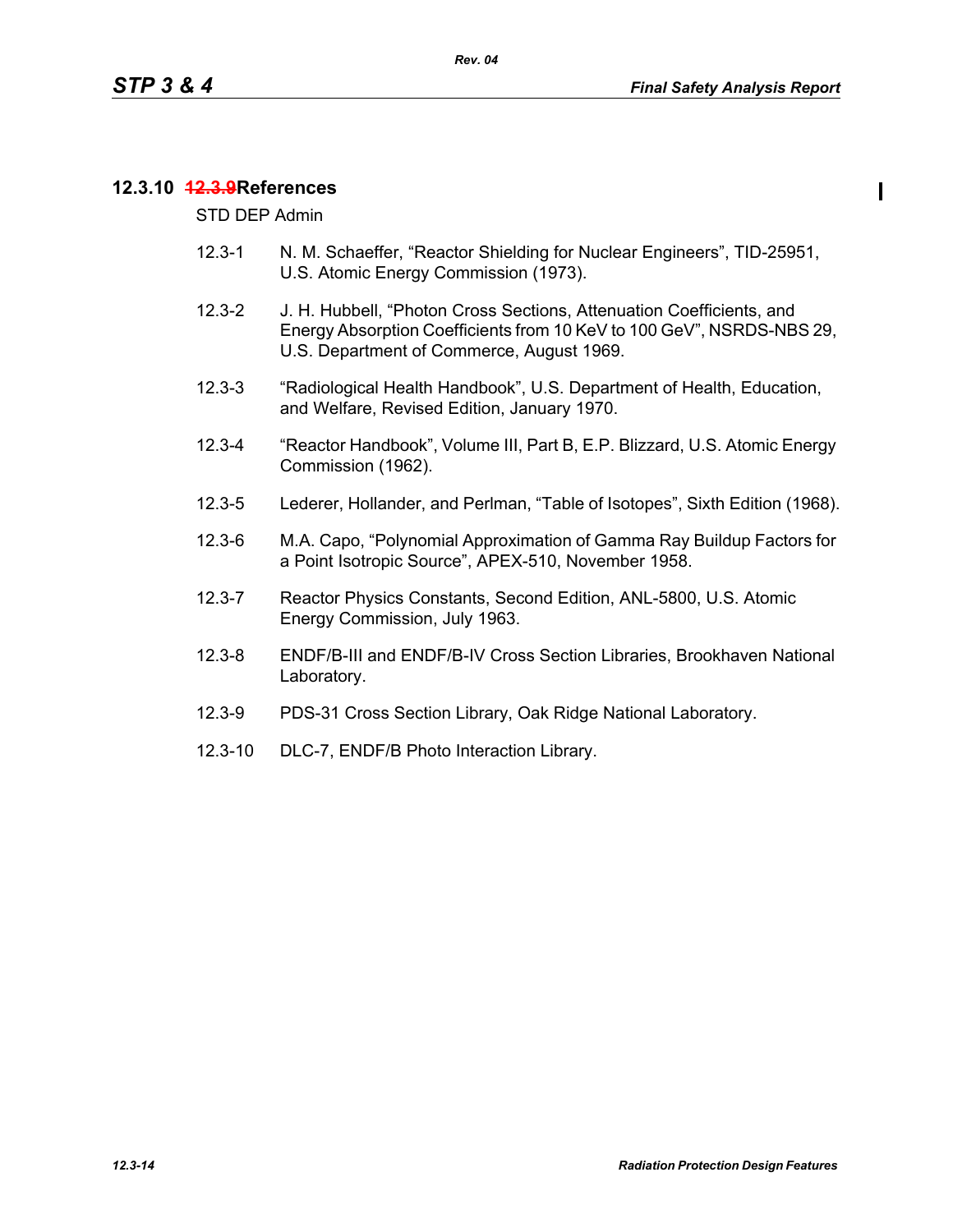## 12.3.10 ~~12.3.9~~References

STD DEP Admin

12.3-1 N. M. Schaeffer, “Reactor Shielding for Nuclear Engineers”, TID-25951, U.S. Atomic Energy Commission (1973).

12.3-2 J. H. Hubbell, “Photon Cross Sections, Attenuation Coefficients, and Energy Absorption Coefficients from 10 KeV to 100 GeV”, NSRDS-NBS 29, U.S. Department of Commerce, August 1969.

12.3-3 “Radiological Health Handbook”, U.S. Department of Health, Education, and Welfare, Revised Edition, January 1970.

12.3-4 “Reactor Handbook”, Volume III, Part B, E.P. Blizzard, U.S. Atomic Energy Commission (1962).

12.3-5 Lederer, Hollander, and Perlman, “Table of Isotopes”, Sixth Edition (1968).

12.3-6 M.A. Capo, “Polynomial Approximation of Gamma Ray Buildup Factors for a Point Isotropic Source”, APEX-510, November 1958.

12.3-7 Reactor Physics Constants, Second Edition, ANL-5800, U.S. Atomic Energy Commission, July 1963.

12.3-8 ENDF/B-III and ENDF/B-IV Cross Section Libraries, Brookhaven National Laboratory.

12.3-9 PDS-31 Cross Section Library, Oak Ridge National Laboratory.

12.3-10 DLC-7, ENDF/B Photo Interaction Library.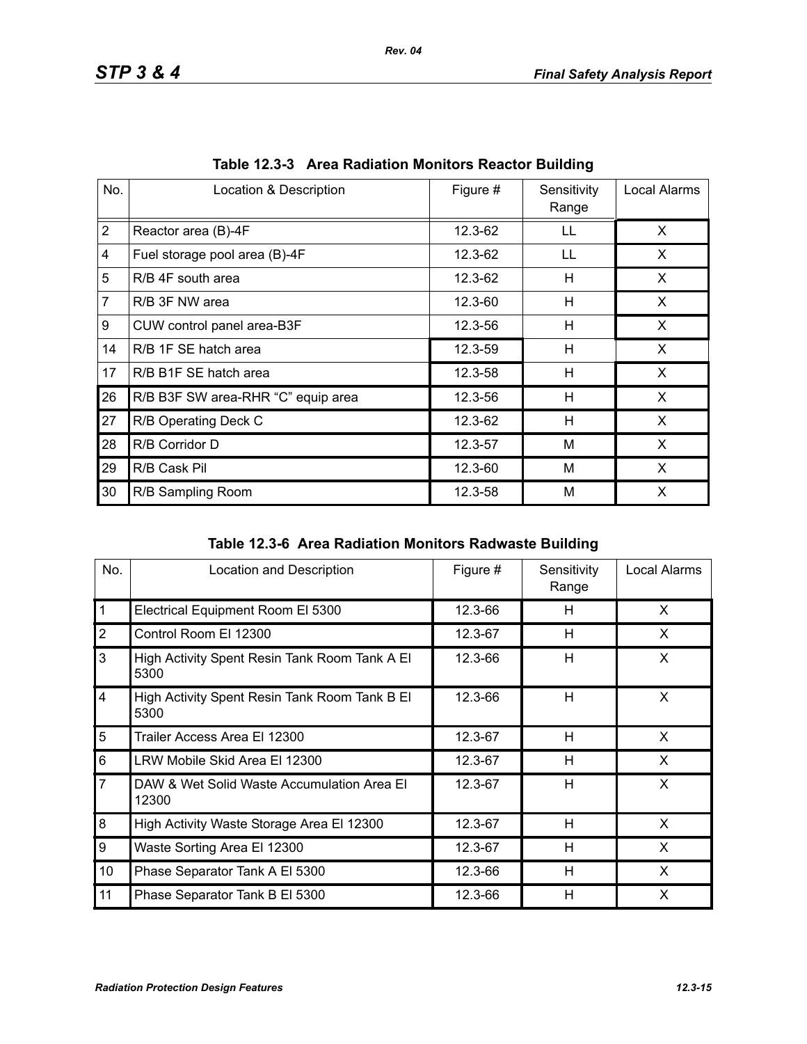**Table 12.3-3 Area Radiation Monitors Reactor Building**

| No. | Location & Description | Figure # | Sensitivity Range | Local Alarms |
|---|---|---|---|---|
| 2 | Reactor area (B)-4F | 12.3-62 | LL | X |
| 4 | Fuel storage pool area (B)-4F | 12.3-62 | LL | X |
| 5 | R/B 4F south area | 12.3-62 | H | X |
| 7 | R/B 3F NW area | 12.3-60 | H | X |
| 9 | CUW control panel area-B3F | 12.3-56 | H | X |
| 14 | R/B 1F SE hatch area | 12.3-59 | H | X |
| 17 | R/B B1F SE hatch area | 12.3-58 | H | X |
| 26 | R/B B3F SW area-RHR “C” equip area | 12.3-56 | H | X |
| 27 | R/B Operating Deck C | 12.3-62 | H | X |
| 28 | R/B Corridor D | 12.3-57 | M | X |
| 29 | R/B Cask Pil | 12.3-60 | M | X |
| 30 | R/B Sampling Room | 12.3-58 | M | X |

**Table 12.3-6 Area Radiation Monitors Radwaste Building**

| No. | Location and Description | Figure # | Sensitivity Range | Local Alarms |
|---|---|---|---|---|
| 1 | Electrical Equipment Room El 5300 | 12.3-66 | H | X |
| 2 | Control Room El 12300 | 12.3-67 | H | X |
| 3 | High Activity Spent Resin Tank Room Tank A El 5300 | 12.3-66 | H | X |
| 4 | High Activity Spent Resin Tank Room Tank B El 5300 | 12.3-66 | H | X |
| 5 | Trailer Access Area El 12300 | 12.3-67 | H | X |
| 6 | LRW Mobile Skid Area El 12300 | 12.3-67 | H | X |
| 7 | DAW & Wet Solid Waste Accumulation Area El 12300 | 12.3-67 | H | X |
| 8 | High Activity Waste Storage Area El 12300 | 12.3-67 | H | X |
| 9 | Waste Sorting Area El 12300 | 12.3-67 | H | X |
| 10 | Phase Separator Tank A El 5300 | 12.3-66 | H | X |
| 11 | Phase Separator Tank B El 5300 | 12.3-66 | H | X |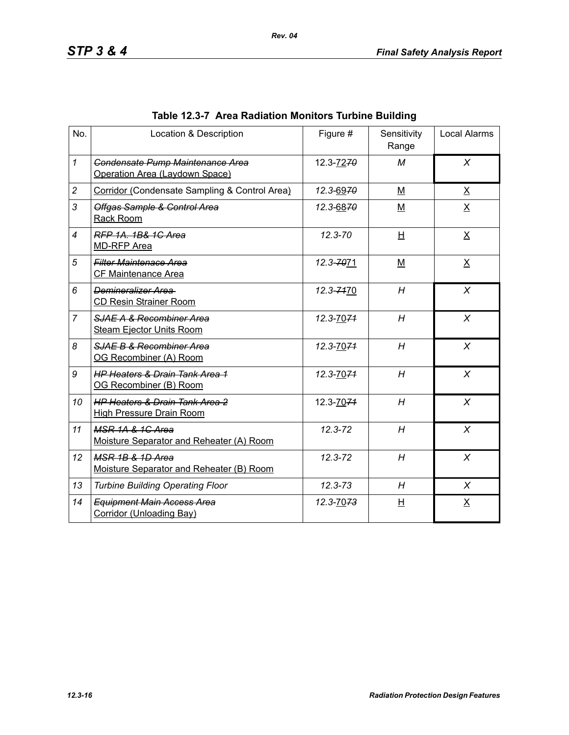**Table 12.3-7 Area Radiation Monitors Turbine Building**

| No. | Location & Description | Figure # | Sensitivity Range | Local Alarms |
|---|---|---|---|---|
| 1 | ~~Condensate Pump Maintenance Area~~ Operation Area (Laydown Space) | 12.3-72~~70~~ | M | X |
| 2 | Corridor (Condensate Sampling & Control Area) | 12.3-69~~70~~ | M | X |
| 3 | ~~Offgas Sample & Control Area~~ Rack Room | 12.3-68~~70~~ | M | X |
| 4 | ~~RFP 1A. 1B& 1C Area~~ MD-RFP Area | 12.3-70 | H | X |
| 5 | ~~Filter Maintenace Area~~ CF Maintenance Area | 12.3-~~70~~71 | M | X |
| 6 | ~~Demineralizer Area~~ CD Resin Strainer Room | 12.3-~~71~~70 | H | X |
| 7 | ~~SJAE A & Recombiner Area~~ Steam Ejector Units Room | 12.3-70~~71~~ | H | X |
| 8 | ~~SJAE B & Recombiner Area~~ OG Recombiner (A) Room | 12.3-70~~71~~ | H | X |
| 9 | ~~HP Heaters & Drain Tank Area 1~~ OG Recombiner (B) Room | 12.3-70~~71~~ | H | X |
| 10 | ~~HP Heaters & Drain Tank Area 2~~ High Pressure Drain Room | 12.3-70~~71~~ | H | X |
| 11 | ~~MSR 1A & 1C Area~~ Moisture Separator and Reheater (A) Room | 12.3-72 | H | X |
| 12 | ~~MSR 1B & 1D Area~~ Moisture Separator and Reheater (B) Room | 12.3-72 | H | X |
| 13 | Turbine Building Operating Floor | 12.3-73 | H | X |
| 14 | ~~Equipment Main Access Area~~ Corridor (Unloading Bay) | 12.3-70~~73~~ | H | X |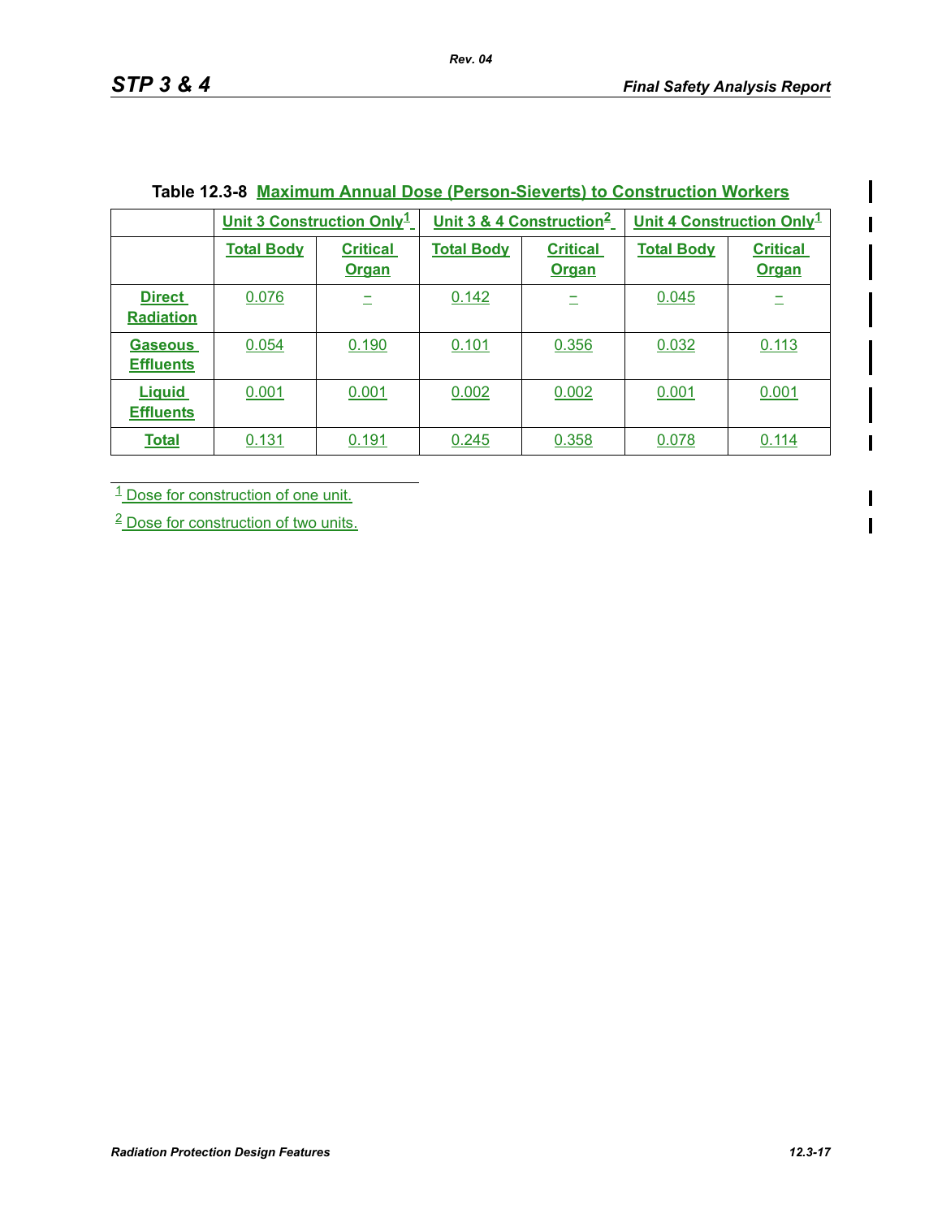**Table 12.3-8 Maximum Annual Dose (Person-Sieverts) to Construction Workers**

| | Unit 3 Construction Only[1] | | Unit 3 & 4 Construction[2] | | Unit 4 Construction Only[1] | |
|---|---|---|---|---|---|---|
| | **Total Body** | **Critical Organ** | **Total Body** | **Critical Organ** | **Total Body** | **Critical Organ** |
| **Direct Radiation** | 0.076 | – | 0.142 | – | 0.045 | – |
| **Gaseous Effluents** | 0.054 | 0.190 | 0.101 | 0.356 | 0.032 | 0.113 |
| **Liquid Effluents** | 0.001 | 0.001 | 0.002 | 0.002 | 0.001 | 0.001 |
| **Total** | 0.131 | 0.191 | 0.245 | 0.358 | 0.078 | 0.114 |

[1] Dose for construction of one unit.

[2] Dose for construction of two units.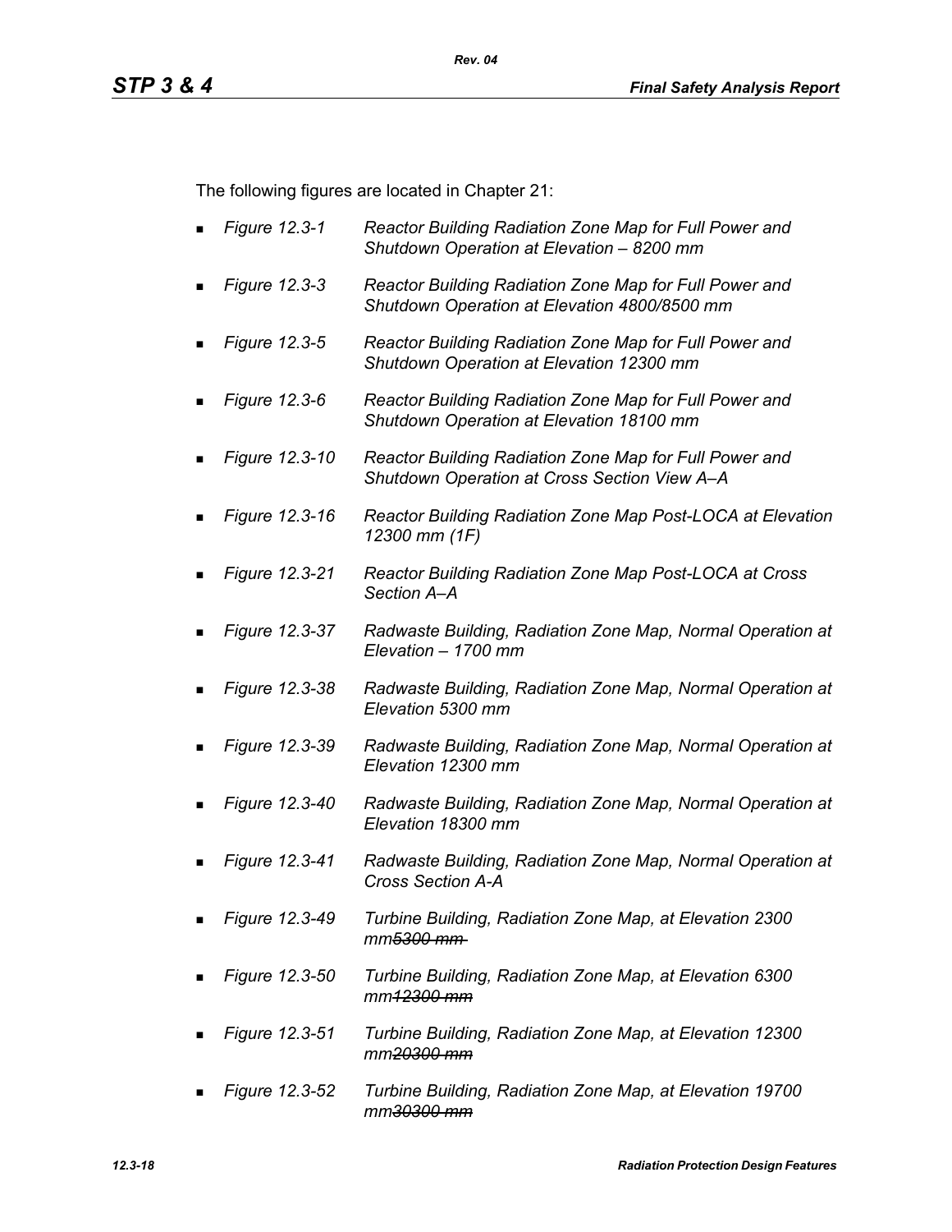The following figures are located in Chapter 21:

- *Figure 12.3-1* *Reactor Building Radiation Zone Map for Full Power and Shutdown Operation at Elevation – 8200 mm*
- *Figure 12.3-3* *Reactor Building Radiation Zone Map for Full Power and Shutdown Operation at Elevation 4800/8500 mm*
- *Figure 12.3-5* *Reactor Building Radiation Zone Map for Full Power and Shutdown Operation at Elevation 12300 mm*
- *Figure 12.3-6* *Reactor Building Radiation Zone Map for Full Power and Shutdown Operation at Elevation 18100 mm*
- *Figure 12.3-10* *Reactor Building Radiation Zone Map for Full Power and Shutdown Operation at Cross Section View A–A*
- *Figure 12.3-16* *Reactor Building Radiation Zone Map Post-LOCA at Elevation 12300 mm (1F)*
- *Figure 12.3-21* *Reactor Building Radiation Zone Map Post-LOCA at Cross Section A–A*
- *Figure 12.3-37* *Radwaste Building, Radiation Zone Map, Normal Operation at Elevation – 1700 mm*
- *Figure 12.3-38* *Radwaste Building, Radiation Zone Map, Normal Operation at Elevation 5300 mm*
- *Figure 12.3-39* *Radwaste Building, Radiation Zone Map, Normal Operation at Elevation 12300 mm*
- *Figure 12.3-40* *Radwaste Building, Radiation Zone Map, Normal Operation at Elevation 18300 mm*
- *Figure 12.3-41* *Radwaste Building, Radiation Zone Map, Normal Operation at Cross Section A-A*
- *Figure 12.3-49* *Turbine Building, Radiation Zone Map, at Elevation 2300 mm~~5300 mm~~*
- *Figure 12.3-50* *Turbine Building, Radiation Zone Map, at Elevation 6300 mm~~12300 mm~~*
- *Figure 12.3-51* *Turbine Building, Radiation Zone Map, at Elevation 12300 mm~~20300 mm~~*
- *Figure 12.3-52* *Turbine Building, Radiation Zone Map, at Elevation 19700 mm~~30300 mm~~*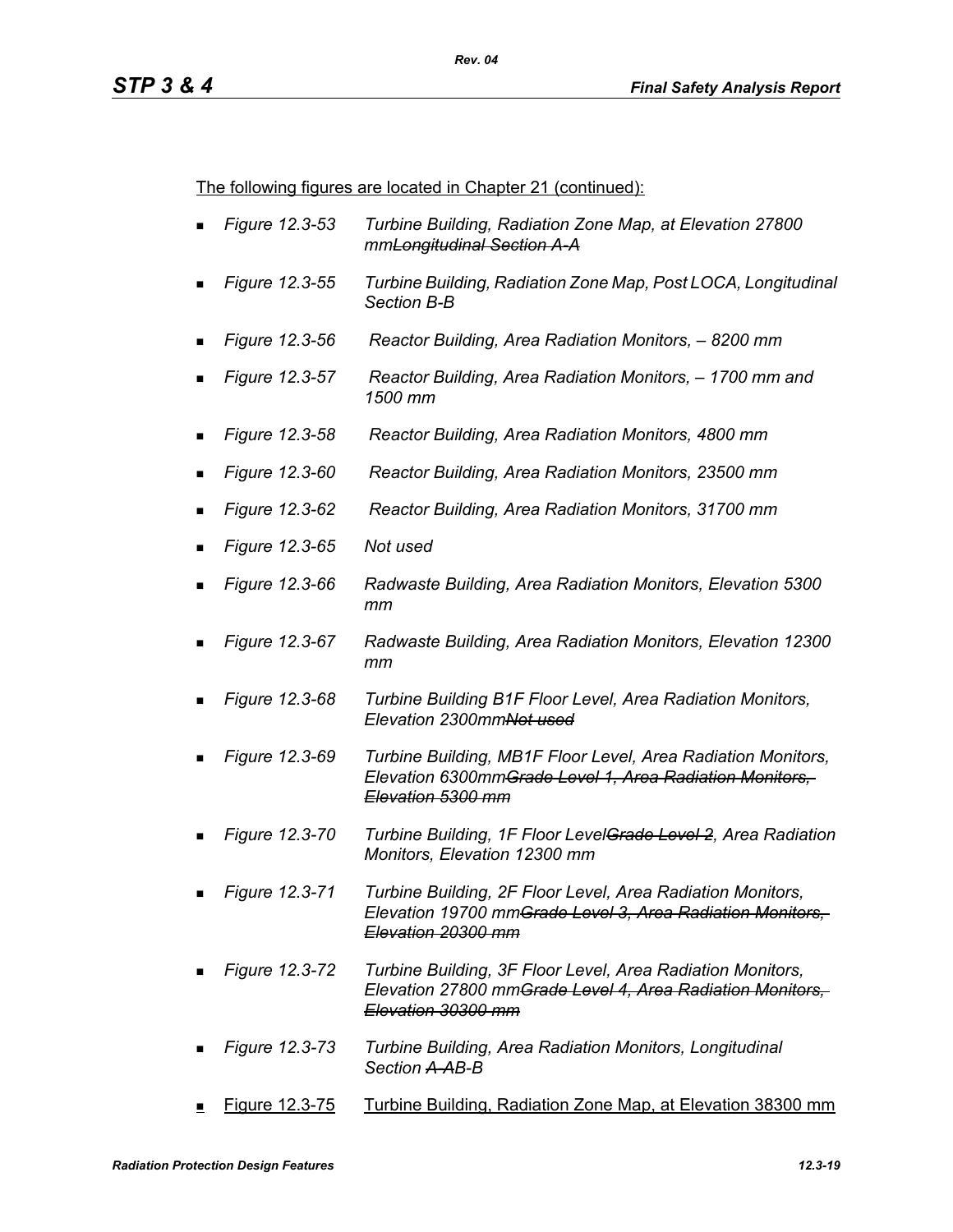The following figures are located in Chapter 21 (continued):

- *Figure 12.3-53 Turbine Building, Radiation Zone Map, at Elevation 27800 mm~~Longitudinal Section A-A~~*
- *Figure 12.3-55 Turbine Building, Radiation Zone Map, Post LOCA, Longitudinal Section B-B*
- *Figure 12.3-56 Reactor Building, Area Radiation Monitors, – 8200 mm*
- *Figure 12.3-57 Reactor Building, Area Radiation Monitors, – 1700 mm and 1500 mm*
- *Figure 12.3-58 Reactor Building, Area Radiation Monitors, 4800 mm*
- *Figure 12.3-60 Reactor Building, Area Radiation Monitors, 23500 mm*
- *Figure 12.3-62 Reactor Building, Area Radiation Monitors, 31700 mm*
- *Figure 12.3-65 Not used*
- *Figure 12.3-66 Radwaste Building, Area Radiation Monitors, Elevation 5300 mm*
- *Figure 12.3-67 Radwaste Building, Area Radiation Monitors, Elevation 12300 mm*
- *Figure 12.3-68 Turbine Building B1F Floor Level, Area Radiation Monitors, Elevation 2300mm~~Not used~~*
- *Figure 12.3-69 Turbine Building, MB1F Floor Level, Area Radiation Monitors, Elevation 6300mm~~Grade Level 1, Area Radiation Monitors, Elevation 5300 mm~~*
- *Figure 12.3-70 Turbine Building, 1F Floor Level~~Grade Level 2~~, Area Radiation Monitors, Elevation 12300 mm*
- *Figure 12.3-71 Turbine Building, 2F Floor Level, Area Radiation Monitors, Elevation 19700 mm~~Grade Level 3, Area Radiation Monitors, Elevation 20300 mm~~*
- *Figure 12.3-72 Turbine Building, 3F Floor Level, Area Radiation Monitors, Elevation 27800 mm~~Grade Level 4, Area Radiation Monitors, Elevation 30300 mm~~*
- *Figure 12.3-73 Turbine Building, Area Radiation Monitors, Longitudinal Section ~~A-A~~B-B*
- Figure 12.3-75 Turbine Building, Radiation Zone Map, at Elevation 38300 mm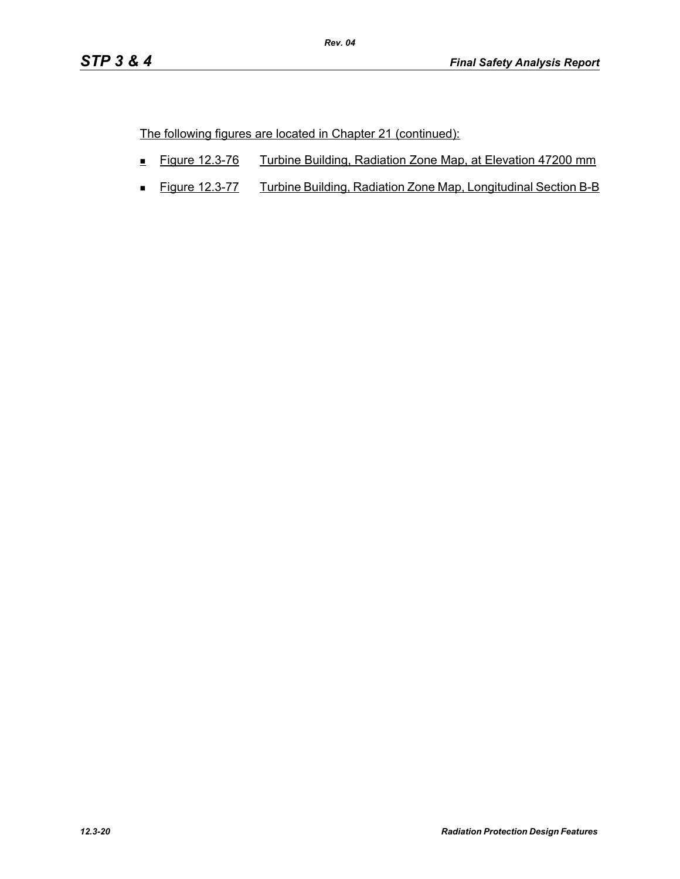The following figures are located in Chapter 21 (continued):

- Figure 12.3-76 Turbine Building, Radiation Zone Map, at Elevation 47200 mm
- Figure 12.3-77 Turbine Building, Radiation Zone Map, Longitudinal Section B-B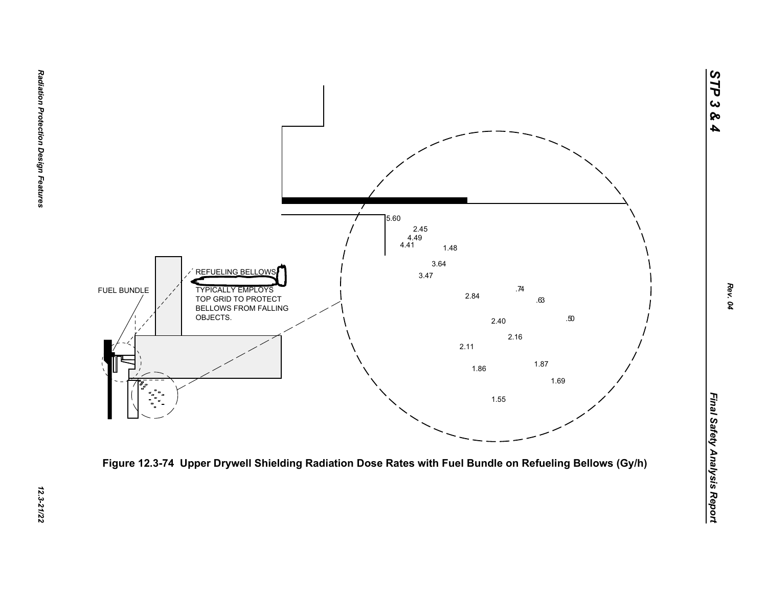FUEL BUNDLE

REFUELING BELLOWS TYPICALLY EMPLOYS TOP GRID TO PROTECT BELLOWS FROM FALLING OBJECTS.

5.60
2.45
4.49
4.41
1.48
3.64
3.47
.74
2.84
.63
2.40
.50
2.16
2.11
1.87
1.86
1.69
1.55

**Figure 12.3-74 Upper Drywell Shielding Radiation Dose Rates with Fuel Bundle on Refueling Bellows (Gy/h)**